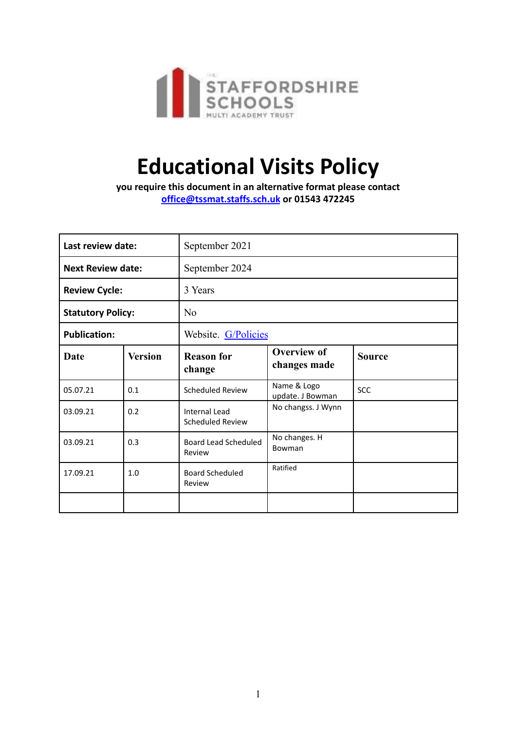# Educational Visits Policy

**you require this document in an alternative format please contact [office@tssmat.staffs.sch.uk](mailto:office@tssmat.staffs.sch.uk) or 01543 472245**

| **Last review date:** | | September 2021 | | |
|---|---|---|---|---|
| **Next Review date:** | | September 2024 | | |
| **Review Cycle:** | | 3 Years | | |
| **Statutory Policy:** | | No | | |
| **Publication:** | | Website. G/Policies | | |
| **Date** | **Version** | **Reason for change** | **Overview of changes made** | **Source** |
| 05.07.21 | 0.1 | Scheduled Review | Name & Logo update. J Bowman | SCC |
| 03.09.21 | 0.2 | Internal Lead Scheduled Review | No changss. J Wynn | |
| 03.09.21 | 0.3 | Board Lead Scheduled Review | No changes. H Bowman | |
| 17.09.21 | 1.0 | Board Scheduled Review | Ratified | |
| | | | | |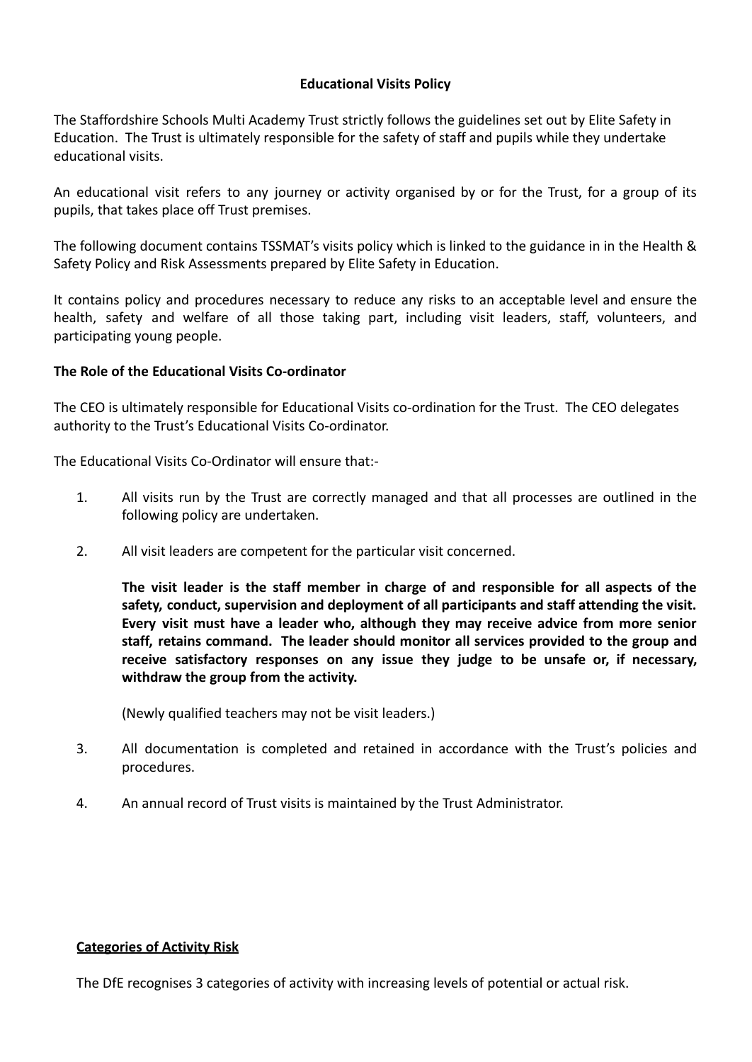## Educational Visits Policy

The Staffordshire Schools Multi Academy Trust strictly follows the guidelines set out by Elite Safety in Education. The Trust is ultimately responsible for the safety of staff and pupils while they undertake educational visits.

An educational visit refers to any journey or activity organised by or for the Trust, for a group of its pupils, that takes place off Trust premises.

The following document contains TSSMAT's visits policy which is linked to the guidance in in the Health & Safety Policy and Risk Assessments prepared by Elite Safety in Education.

It contains policy and procedures necessary to reduce any risks to an acceptable level and ensure the health, safety and welfare of all those taking part, including visit leaders, staff, volunteers, and participating young people.

### The Role of the Educational Visits Co-ordinator

The CEO is ultimately responsible for Educational Visits co-ordination for the Trust. The CEO delegates authority to the Trust's Educational Visits Co-ordinator.

The Educational Visits Co-Ordinator will ensure that:-

1. All visits run by the Trust are correctly managed and that all processes are outlined in the following policy are undertaken.

2. All visit leaders are competent for the particular visit concerned.

   **The visit leader is the staff member in charge of and responsible for all aspects of the safety, conduct, supervision and deployment of all participants and staff attending the visit. Every visit must have a leader who, although they may receive advice from more senior staff, retains command. The leader should monitor all services provided to the group and receive satisfactory responses on any issue they judge to be unsafe or, if necessary, withdraw the group from the activity.**

   (Newly qualified teachers may not be visit leaders.)

3. All documentation is completed and retained in accordance with the Trust's policies and procedures.

4. An annual record of Trust visits is maintained by the Trust Administrator.

### Categories of Activity Risk

The DfE recognises 3 categories of activity with increasing levels of potential or actual risk.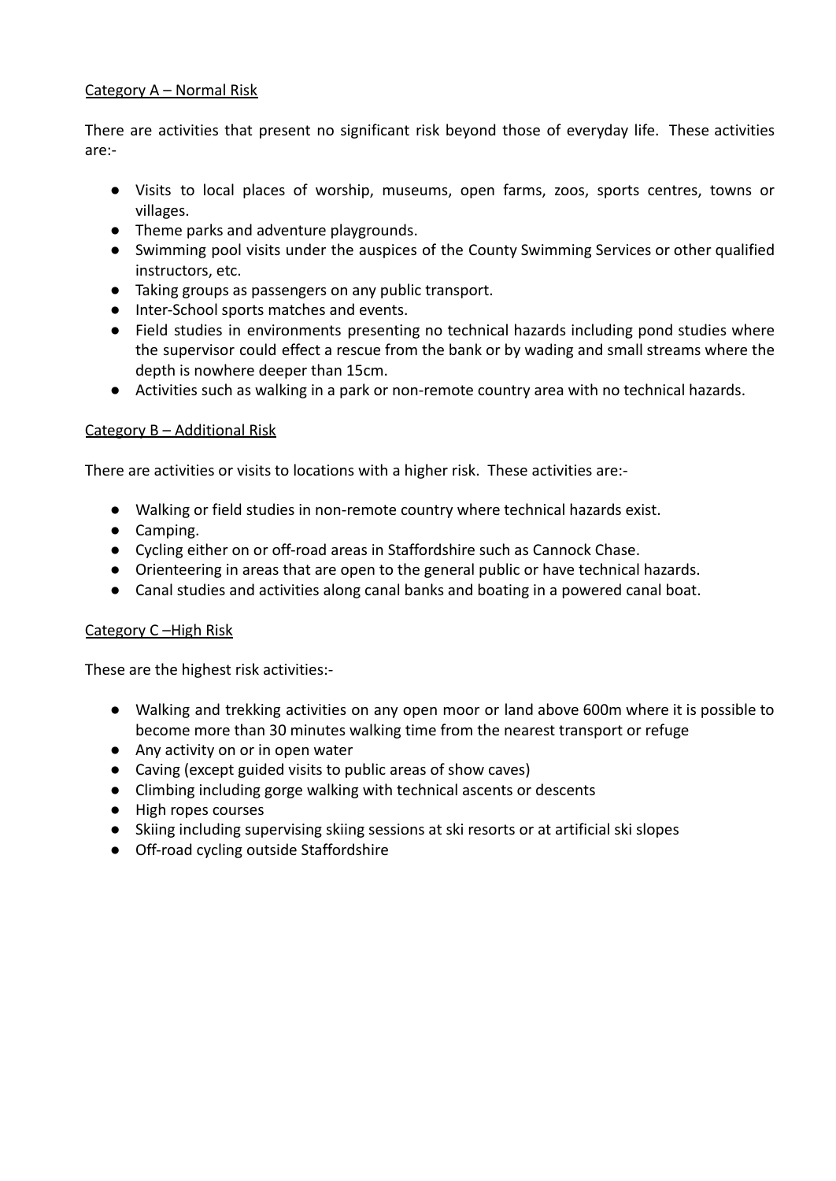Category A – Normal Risk

There are activities that present no significant risk beyond those of everyday life. These activities are:-

- Visits to local places of worship, museums, open farms, zoos, sports centres, towns or villages.
- Theme parks and adventure playgrounds.
- Swimming pool visits under the auspices of the County Swimming Services or other qualified instructors, etc.
- Taking groups as passengers on any public transport.
- Inter-School sports matches and events.
- Field studies in environments presenting no technical hazards including pond studies where the supervisor could effect a rescue from the bank or by wading and small streams where the depth is nowhere deeper than 15cm.
- Activities such as walking in a park or non-remote country area with no technical hazards.

Category B – Additional Risk

There are activities or visits to locations with a higher risk. These activities are:-

- Walking or field studies in non-remote country where technical hazards exist.
- Camping.
- Cycling either on or off-road areas in Staffordshire such as Cannock Chase.
- Orienteering in areas that are open to the general public or have technical hazards.
- Canal studies and activities along canal banks and boating in a powered canal boat.

Category C –High Risk

These are the highest risk activities:-

- Walking and trekking activities on any open moor or land above 600m where it is possible to become more than 30 minutes walking time from the nearest transport or refuge
- Any activity on or in open water
- Caving (except guided visits to public areas of show caves)
- Climbing including gorge walking with technical ascents or descents
- High ropes courses
- Skiing including supervising skiing sessions at ski resorts or at artificial ski slopes
- Off-road cycling outside Staffordshire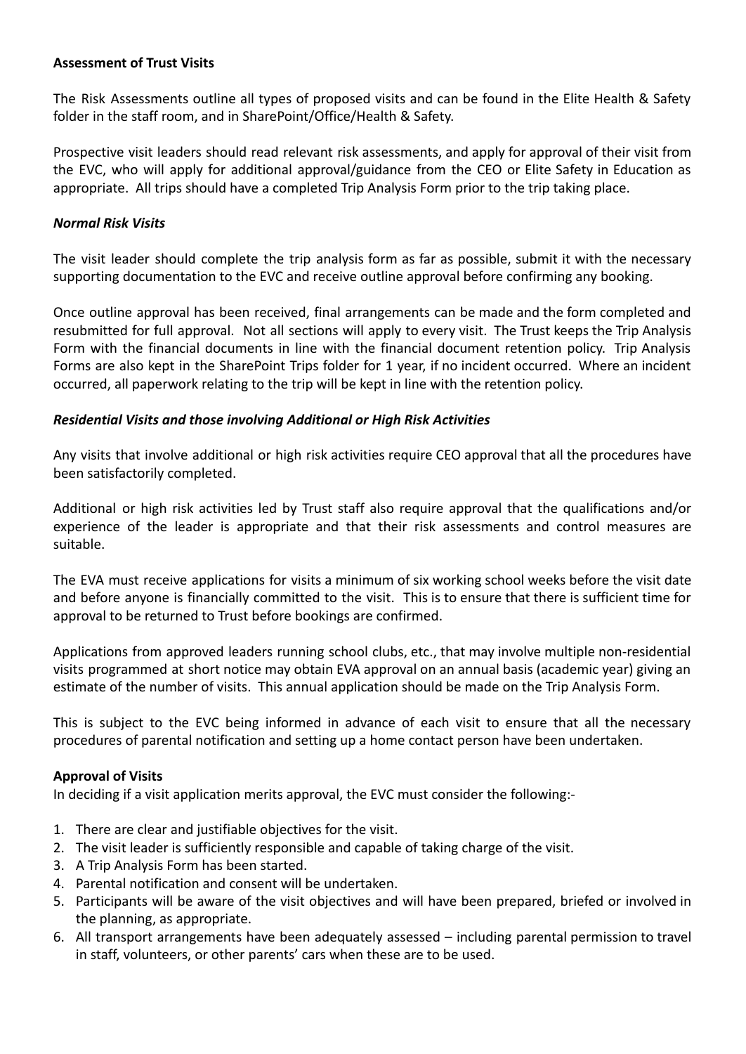**Assessment of Trust Visits**

The Risk Assessments outline all types of proposed visits and can be found in the Elite Health & Safety folder in the staff room, and in SharePoint/Office/Health & Safety.

Prospective visit leaders should read relevant risk assessments, and apply for approval of their visit from the EVC, who will apply for additional approval/guidance from the CEO or Elite Safety in Education as appropriate. All trips should have a completed Trip Analysis Form prior to the trip taking place.

***Normal Risk Visits***

The visit leader should complete the trip analysis form as far as possible, submit it with the necessary supporting documentation to the EVC and receive outline approval before confirming any booking.

Once outline approval has been received, final arrangements can be made and the form completed and resubmitted for full approval. Not all sections will apply to every visit. The Trust keeps the Trip Analysis Form with the financial documents in line with the financial document retention policy. Trip Analysis Forms are also kept in the SharePoint Trips folder for 1 year, if no incident occurred. Where an incident occurred, all paperwork relating to the trip will be kept in line with the retention policy.

***Residential Visits and those involving Additional or High Risk Activities***

Any visits that involve additional or high risk activities require CEO approval that all the procedures have been satisfactorily completed.

Additional or high risk activities led by Trust staff also require approval that the qualifications and/or experience of the leader is appropriate and that their risk assessments and control measures are suitable.

The EVA must receive applications for visits a minimum of six working school weeks before the visit date and before anyone is financially committed to the visit. This is to ensure that there is sufficient time for approval to be returned to Trust before bookings are confirmed.

Applications from approved leaders running school clubs, etc., that may involve multiple non-residential visits programmed at short notice may obtain EVA approval on an annual basis (academic year) giving an estimate of the number of visits. This annual application should be made on the Trip Analysis Form.

This is subject to the EVC being informed in advance of each visit to ensure that all the necessary procedures of parental notification and setting up a home contact person have been undertaken.

**Approval of Visits**

In deciding if a visit application merits approval, the EVC must consider the following:-

1. There are clear and justifiable objectives for the visit.
2. The visit leader is sufficiently responsible and capable of taking charge of the visit.
3. A Trip Analysis Form has been started.
4. Parental notification and consent will be undertaken.
5. Participants will be aware of the visit objectives and will have been prepared, briefed or involved in the planning, as appropriate.
6. All transport arrangements have been adequately assessed – including parental permission to travel in staff, volunteers, or other parents' cars when these are to be used.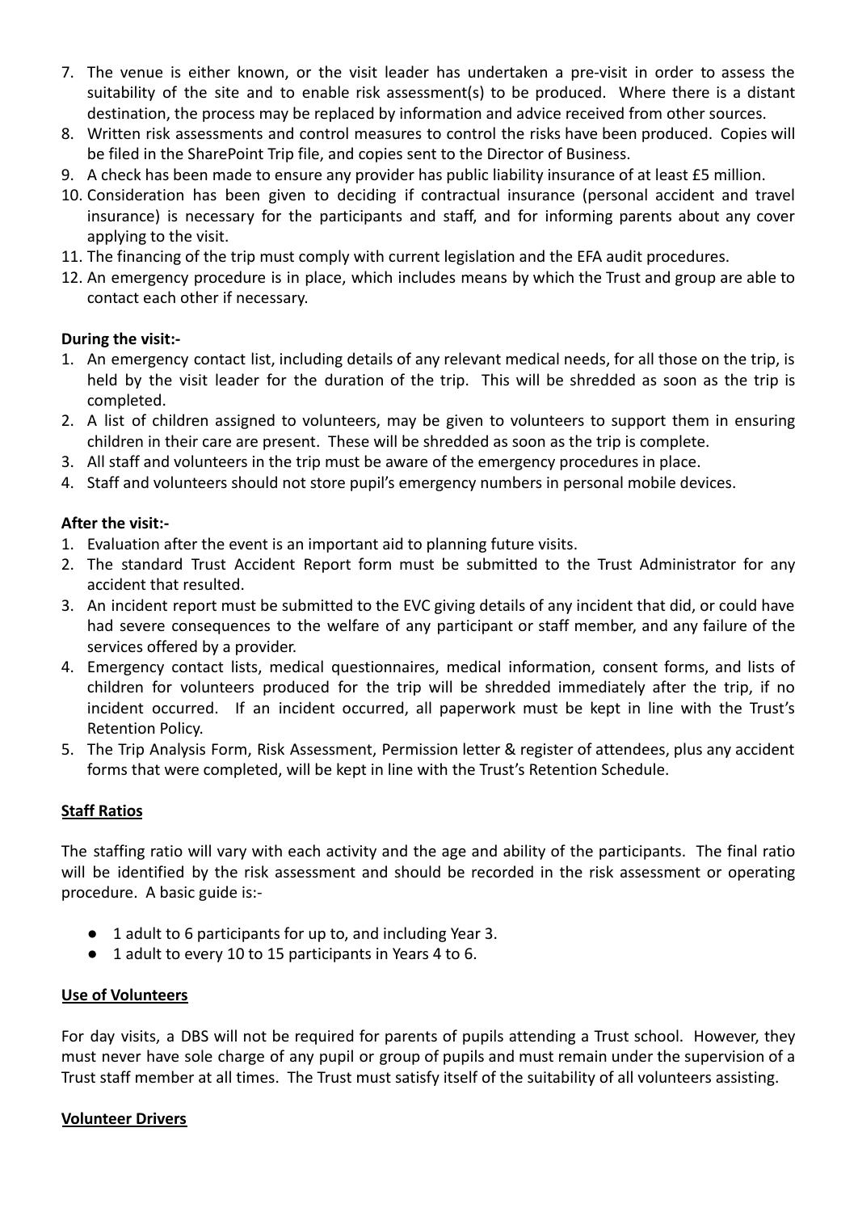7. The venue is either known, or the visit leader has undertaken a pre-visit in order to assess the suitability of the site and to enable risk assessment(s) to be produced. Where there is a distant destination, the process may be replaced by information and advice received from other sources.
8. Written risk assessments and control measures to control the risks have been produced. Copies will be filed in the SharePoint Trip file, and copies sent to the Director of Business.
9. A check has been made to ensure any provider has public liability insurance of at least £5 million.
10. Consideration has been given to deciding if contractual insurance (personal accident and travel insurance) is necessary for the participants and staff, and for informing parents about any cover applying to the visit.
11. The financing of the trip must comply with current legislation and the EFA audit procedures.
12. An emergency procedure is in place, which includes means by which the Trust and group are able to contact each other if necessary.

**During the visit:-**

1. An emergency contact list, including details of any relevant medical needs, for all those on the trip, is held by the visit leader for the duration of the trip. This will be shredded as soon as the trip is completed.
2. A list of children assigned to volunteers, may be given to volunteers to support them in ensuring children in their care are present. These will be shredded as soon as the trip is complete.
3. All staff and volunteers in the trip must be aware of the emergency procedures in place.
4. Staff and volunteers should not store pupil's emergency numbers in personal mobile devices.

**After the visit:-**

1. Evaluation after the event is an important aid to planning future visits.
2. The standard Trust Accident Report form must be submitted to the Trust Administrator for any accident that resulted.
3. An incident report must be submitted to the EVC giving details of any incident that did, or could have had severe consequences to the welfare of any participant or staff member, and any failure of the services offered by a provider.
4. Emergency contact lists, medical questionnaires, medical information, consent forms, and lists of children for volunteers produced for the trip will be shredded immediately after the trip, if no incident occurred. If an incident occurred, all paperwork must be kept in line with the Trust's Retention Policy.
5. The Trip Analysis Form, Risk Assessment, Permission letter & register of attendees, plus any accident forms that were completed, will be kept in line with the Trust's Retention Schedule.

**Staff Ratios**

The staffing ratio will vary with each activity and the age and ability of the participants. The final ratio will be identified by the risk assessment and should be recorded in the risk assessment or operating procedure. A basic guide is:-

- 1 adult to 6 participants for up to, and including Year 3.
- 1 adult to every 10 to 15 participants in Years 4 to 6.

**Use of Volunteers**

For day visits, a DBS will not be required for parents of pupils attending a Trust school. However, they must never have sole charge of any pupil or group of pupils and must remain under the supervision of a Trust staff member at all times. The Trust must satisfy itself of the suitability of all volunteers assisting.

**Volunteer Drivers**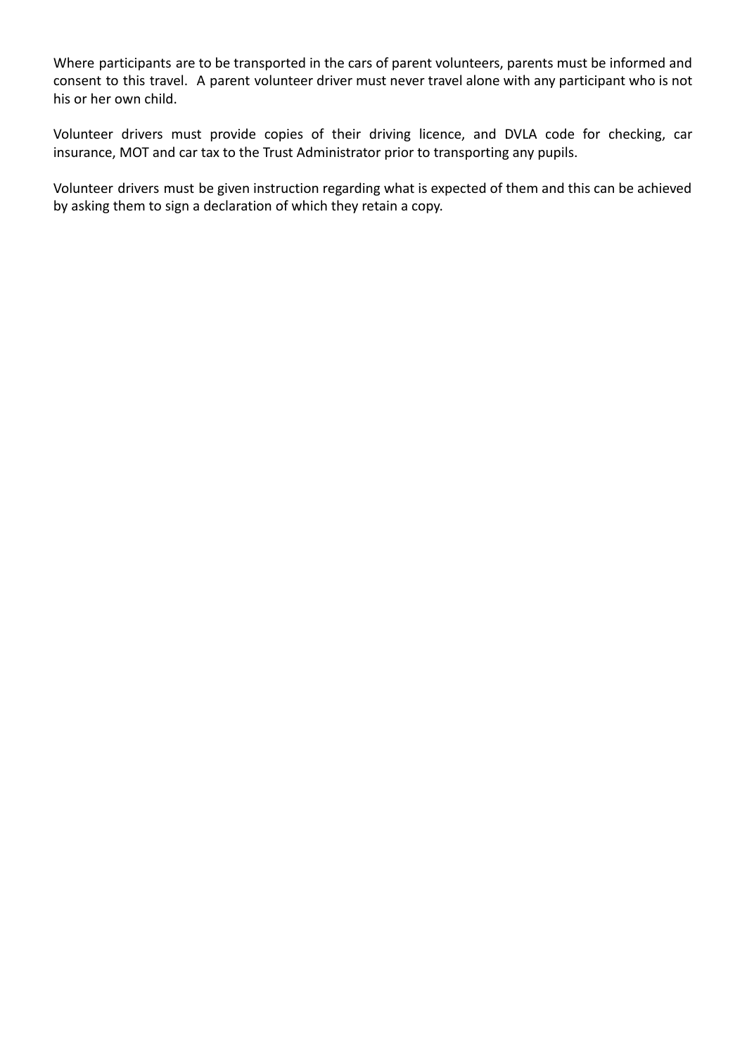Where participants are to be transported in the cars of parent volunteers, parents must be informed and consent to this travel.  A parent volunteer driver must never travel alone with any participant who is not his or her own child.

Volunteer drivers must provide copies of their driving licence, and DVLA code for checking, car insurance, MOT and car tax to the Trust Administrator prior to transporting any pupils.

Volunteer drivers must be given instruction regarding what is expected of them and this can be achieved by asking them to sign a declaration of which they retain a copy.